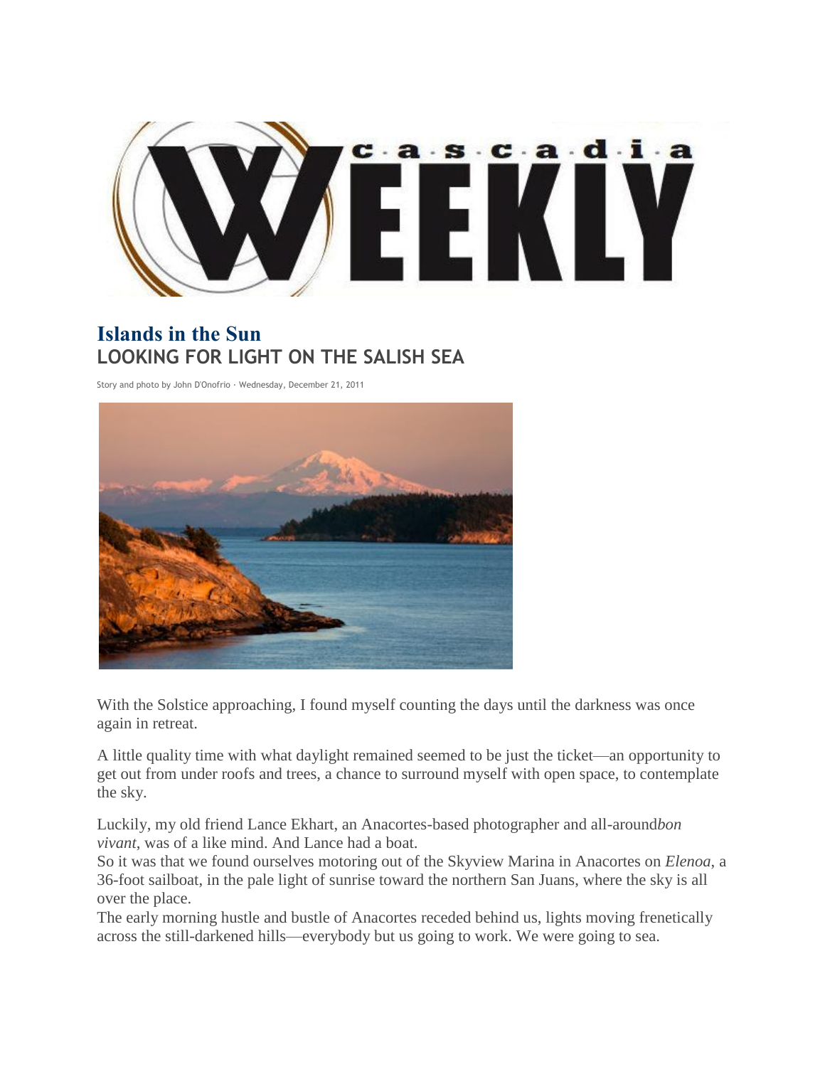# Islands in the Sun

## LOOKING FOR LIGHT ON THE SALISH SEA

Story and photo by John D'Onofrio · Wednesday, December 21, 2011

With the Solstice approaching, I found myself counting the days until the darkness was once again in retreat.

A little quality time with what daylight remained seemed to be just the ticket—an opportunity to get out from under roofs and trees, a chance to surround myself with open space, to contemplate the sky.

Luckily, my old friend Lance Ekhart, an Anacortes-based photographer and all-around*bon vivant*, was of a like mind. And Lance had a boat.

So it was that we found ourselves motoring out of the Skyview Marina in Anacortes on *Elenoa*, a 36-foot sailboat, in the pale light of sunrise toward the northern San Juans, where the sky is all over the place.

The early morning hustle and bustle of Anacortes receded behind us, lights moving frenetically across the still-darkened hills—everybody but us going to work. We were going to sea.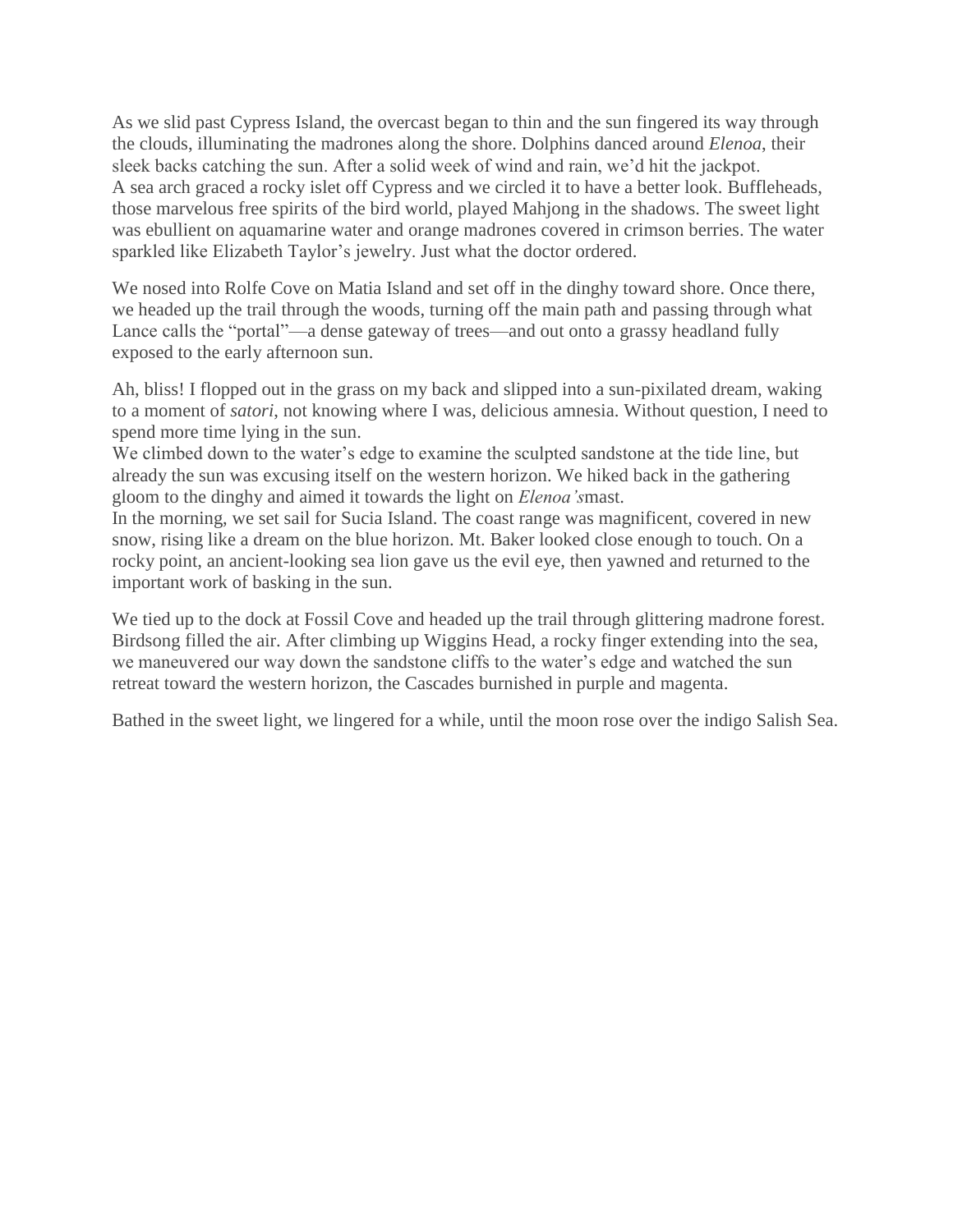As we slid past Cypress Island, the overcast began to thin and the sun fingered its way through the clouds, illuminating the madrones along the shore. Dolphins danced around *Elenoa*, their sleek backs catching the sun. After a solid week of wind and rain, we'd hit the jackpot.
A sea arch graced a rocky islet off Cypress and we circled it to have a better look. Buffleheads, those marvelous free spirits of the bird world, played Mahjong in the shadows. The sweet light was ebullient on aquamarine water and orange madrones covered in crimson berries. The water sparkled like Elizabeth Taylor's jewelry. Just what the doctor ordered.

We nosed into Rolfe Cove on Matia Island and set off in the dinghy toward shore. Once there, we headed up the trail through the woods, turning off the main path and passing through what Lance calls the "portal"—a dense gateway of trees—and out onto a grassy headland fully exposed to the early afternoon sun.

Ah, bliss! I flopped out in the grass on my back and slipped into a sun-pixilated dream, waking to a moment of *satori*, not knowing where I was, delicious amnesia. Without question, I need to spend more time lying in the sun.
We climbed down to the water's edge to examine the sculpted sandstone at the tide line, but already the sun was excusing itself on the western horizon. We hiked back in the gathering gloom to the dinghy and aimed it towards the light on *Elenoa's*mast.
In the morning, we set sail for Sucia Island. The coast range was magnificent, covered in new snow, rising like a dream on the blue horizon. Mt. Baker looked close enough to touch. On a rocky point, an ancient-looking sea lion gave us the evil eye, then yawned and returned to the important work of basking in the sun.

We tied up to the dock at Fossil Cove and headed up the trail through glittering madrone forest. Birdsong filled the air. After climbing up Wiggins Head, a rocky finger extending into the sea, we maneuvered our way down the sandstone cliffs to the water's edge and watched the sun retreat toward the western horizon, the Cascades burnished in purple and magenta.

Bathed in the sweet light, we lingered for a while, until the moon rose over the indigo Salish Sea.